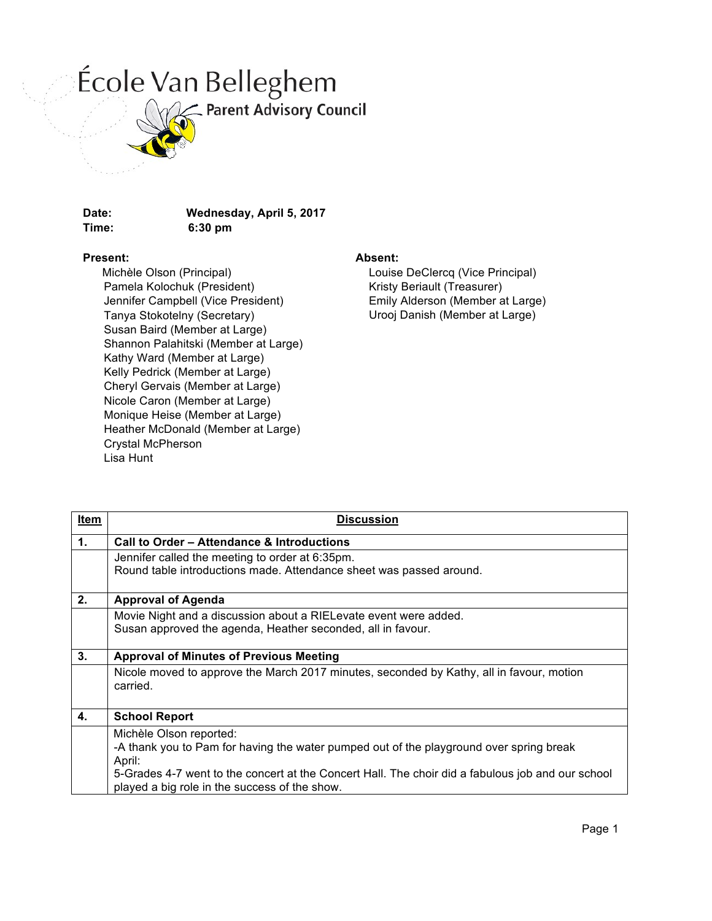# École Van Belleghem

## Parent Advisory Council

**Date:** Wednesday, April 5, 2017
**Time:** 6:30 pm

**Present:**
- Michèle Olson (Principal)
- Pamela Kolochuk (President)
- Jennifer Campbell (Vice President)
- Tanya Stokotelny (Secretary)
- Susan Baird (Member at Large)
- Shannon Palahitski (Member at Large)
- Kathy Ward (Member at Large)
- Kelly Pedrick (Member at Large)
- Cheryl Gervais (Member at Large)
- Nicole Caron (Member at Large)
- Monique Heise (Member at Large)
- Heather McDonald (Member at Large)
- Crystal McPherson
- Lisa Hunt

**Absent:**
- Louise DeClercq (Vice Principal)
- Kristy Beriault (Treasurer)
- Emily Alderson (Member at Large)
- Urooj Danish (Member at Large)

| Item | Discussion |
|---|---|
| **1.** | **Call to Order – Attendance & Introductions** |
| | Jennifer called the meeting to order at 6:35pm.<br>Round table introductions made. Attendance sheet was passed around. |
| **2.** | **Approval of Agenda** |
| | Movie Night and a discussion about a RIELevate event were added.<br>Susan approved the agenda, Heather seconded, all in favour. |
| **3.** | **Approval of Minutes of Previous Meeting** |
| | Nicole moved to approve the March 2017 minutes, seconded by Kathy, all in favour, motion carried. |
| **4.** | **School Report** |
| | Michèle Olson reported:<br>-A thank you to Pam for having the water pumped out of the playground over spring break<br>April:<br>5-Grades 4-7 went to the concert at the Concert Hall. The choir did a fabulous job and our school played a big role in the success of the show. |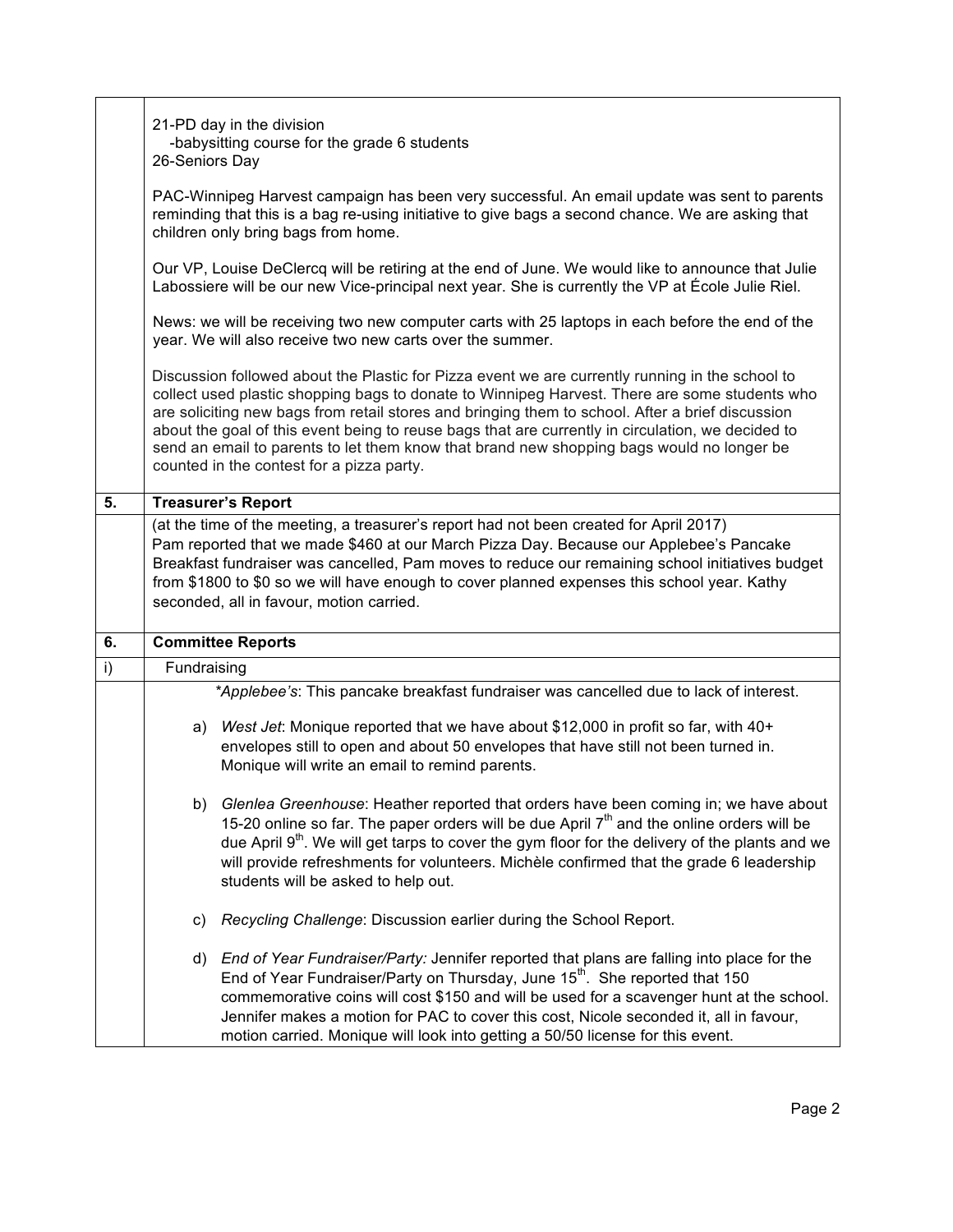21-PD day in the division
 -babysitting course for the grade 6 students
26-Seniors Day

PAC-Winnipeg Harvest campaign has been very successful. An email update was sent to parents reminding that this is a bag re-using initiative to give bags a second chance. We are asking that children only bring bags from home.

Our VP, Louise DeClercq will be retiring at the end of June. We would like to announce that Julie Labossiere will be our new Vice-principal next year. She is currently the VP at École Julie Riel.

News: we will be receiving two new computer carts with 25 laptops in each before the end of the year. We will also receive two new carts over the summer.

Discussion followed about the Plastic for Pizza event we are currently running in the school to collect used plastic shopping bags to donate to Winnipeg Harvest. There are some students who are soliciting new bags from retail stores and bringing them to school. After a brief discussion about the goal of this event being to reuse bags that are currently in circulation, we decided to send an email to parents to let them know that brand new shopping bags would no longer be counted in the contest for a pizza party.

## 5. Treasurer's Report

(at the time of the meeting, a treasurer's report had not been created for April 2017)
Pam reported that we made $460 at our March Pizza Day. Because our Applebee's Pancake Breakfast fundraiser was cancelled, Pam moves to reduce our remaining school initiatives budget from $1800 to $0 so we will have enough to cover planned expenses this school year. Kathy seconded, all in favour, motion carried.

## 6. Committee Reports

### i) Fundraising

*Applebee's*: This pancake breakfast fundraiser was cancelled due to lack of interest.

a) *West Jet*: Monique reported that we have about $12,000 in profit so far, with 40+ envelopes still to open and about 50 envelopes that have still not been turned in. Monique will write an email to remind parents.

b) *Glenlea Greenhouse*: Heather reported that orders have been coming in; we have about 15-20 online so far. The paper orders will be due April 7th and the online orders will be due April 9th. We will get tarps to cover the gym floor for the delivery of the plants and we will provide refreshments for volunteers. Michèle confirmed that the grade 6 leadership students will be asked to help out.

c) *Recycling Challenge*: Discussion earlier during the School Report.

d) *End of Year Fundraiser/Party:* Jennifer reported that plans are falling into place for the End of Year Fundraiser/Party on Thursday, June 15th. She reported that 150 commemorative coins will cost $150 and will be used for a scavenger hunt at the school. Jennifer makes a motion for PAC to cover this cost, Nicole seconded it, all in favour, motion carried. Monique will look into getting a 50/50 license for this event.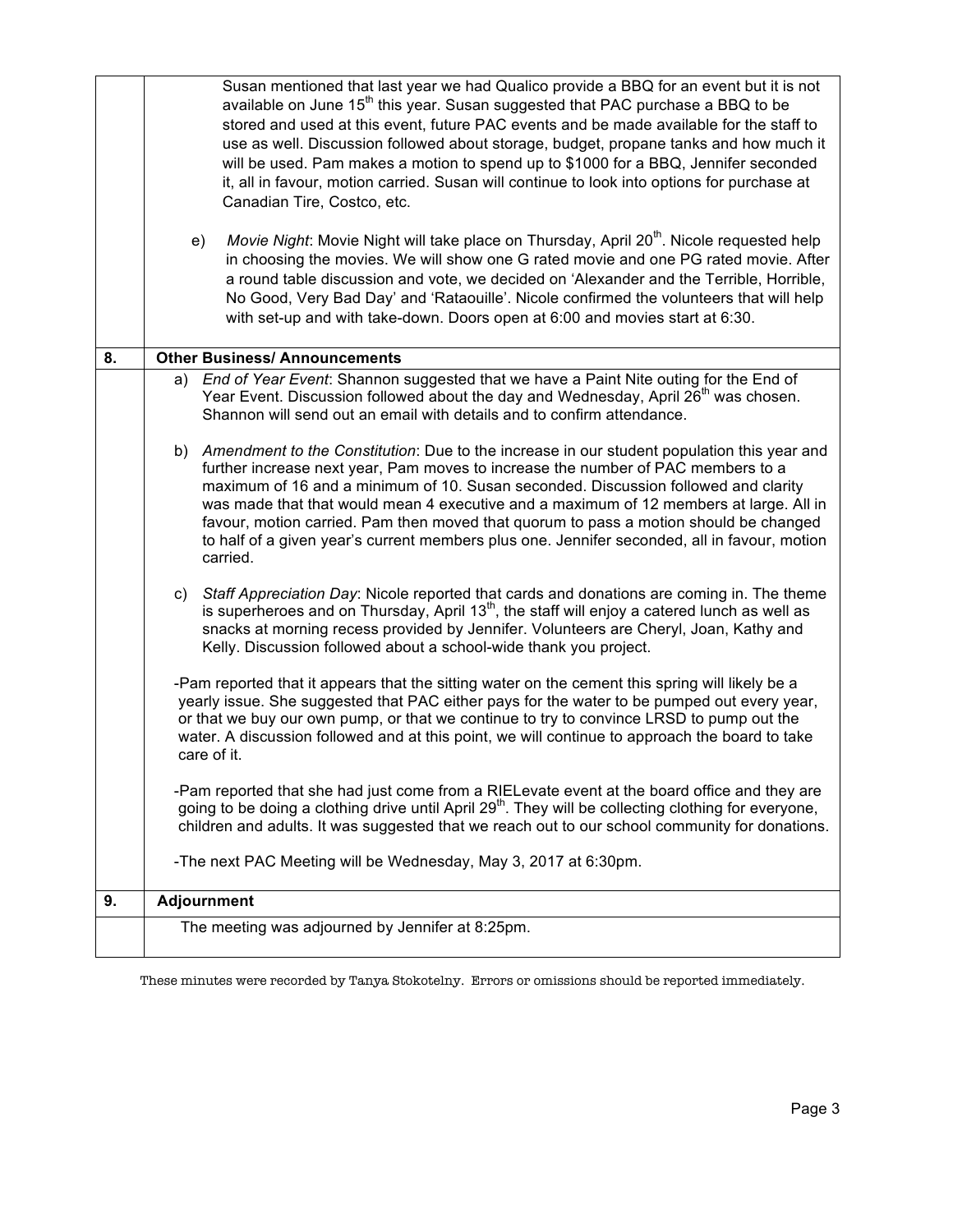| | |
|---|---|
| | Susan mentioned that last year we had Qualico provide a BBQ for an event but it is not available on June 15th this year. Susan suggested that PAC purchase a BBQ to be stored and used at this event, future PAC events and be made available for the staff to use as well. Discussion followed about storage, budget, propane tanks and how much it will be used. Pam makes a motion to spend up to $1000 for a BBQ, Jennifer seconded it, all in favour, motion carried. Susan will continue to look into options for purchase at Canadian Tire, Costco, etc.<br><br>e) *Movie Night*: Movie Night will take place on Thursday, April 20th. Nicole requested help in choosing the movies. We will show one G rated movie and one PG rated movie. After a round table discussion and vote, we decided on 'Alexander and the Terrible, Horrible, No Good, Very Bad Day' and 'Rataouille'. Nicole confirmed the volunteers that will help with set-up and with take-down. Doors open at 6:00 and movies start at 6:30. |
| **8.** | **Other Business/ Announcements** |
| | a) *End of Year Event*: Shannon suggested that we have a Paint Nite outing for the End of Year Event. Discussion followed about the day and Wednesday, April 26th was chosen. Shannon will send out an email with details and to confirm attendance.<br><br>b) *Amendment to the Constitution*: Due to the increase in our student population this year and further increase next year, Pam moves to increase the number of PAC members to a maximum of 16 and a minimum of 10. Susan seconded. Discussion followed and clarity was made that that would mean 4 executive and a maximum of 12 members at large. All in favour, motion carried. Pam then moved that quorum to pass a motion should be changed to half of a given year's current members plus one. Jennifer seconded, all in favour, motion carried.<br><br>c) *Staff Appreciation Day*: Nicole reported that cards and donations are coming in. The theme is superheroes and on Thursday, April 13th, the staff will enjoy a catered lunch as well as snacks at morning recess provided by Jennifer. Volunteers are Cheryl, Joan, Kathy and Kelly. Discussion followed about a school-wide thank you project.<br><br>-Pam reported that it appears that the sitting water on the cement this spring will likely be a yearly issue. She suggested that PAC either pays for the water to be pumped out every year, or that we buy our own pump, or that we continue to try to convince LRSD to pump out the water. A discussion followed and at this point, we will continue to approach the board to take care of it.<br><br>-Pam reported that she had just come from a RIELevate event at the board office and they are going to be doing a clothing drive until April 29th. They will be collecting clothing for everyone, children and adults. It was suggested that we reach out to our school community for donations.<br><br>-The next PAC Meeting will be Wednesday, May 3, 2017 at 6:30pm. |
| **9.** | **Adjournment** |
| | The meeting was adjourned by Jennifer at 8:25pm. |

These minutes were recorded by Tanya Stokotelny. Errors or omissions should be reported immediately.